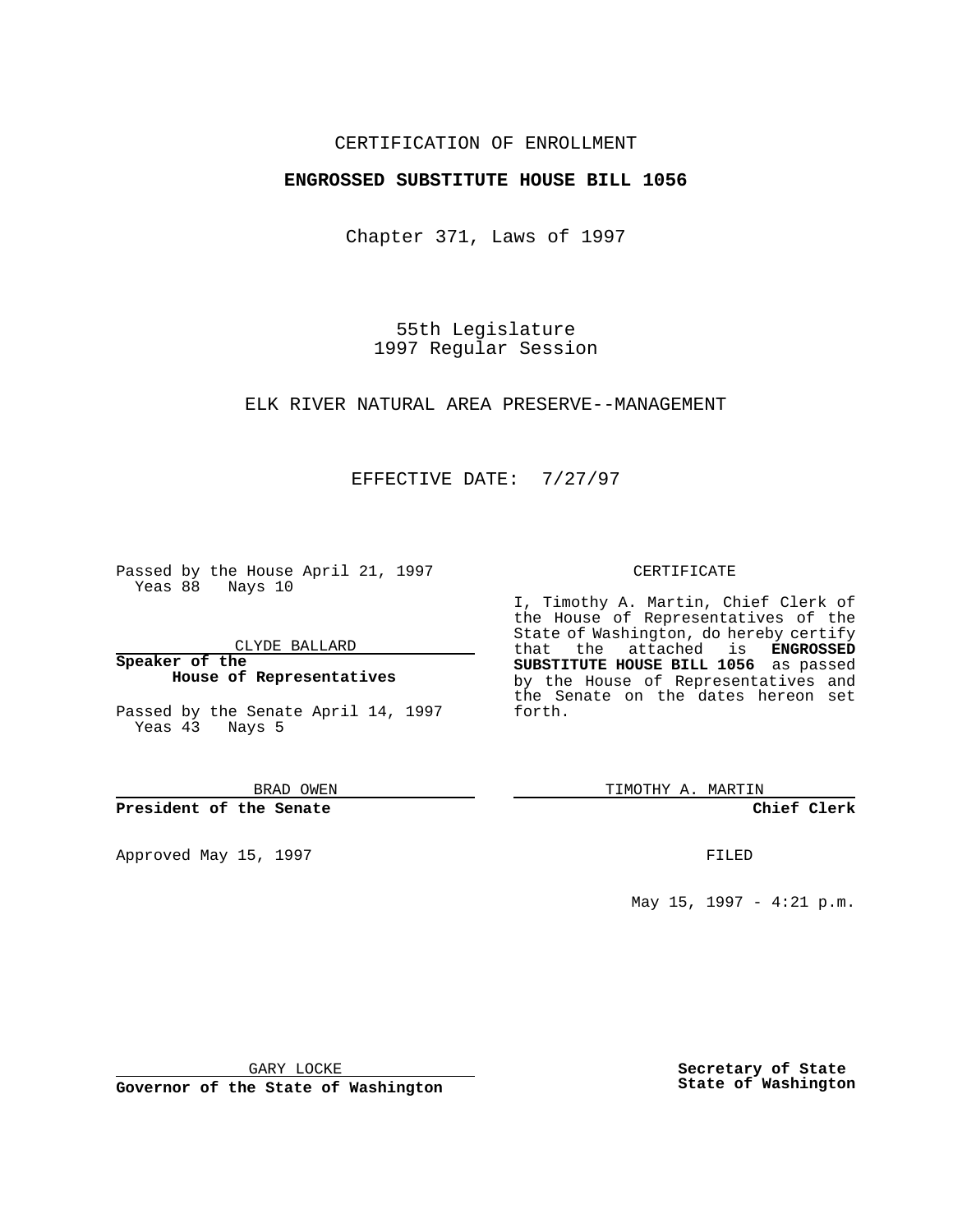CERTIFICATION OF ENROLLMENT

**ENGROSSED SUBSTITUTE HOUSE BILL 1056**

Chapter 371, Laws of 1997

55th Legislature
1997 Regular Session

ELK RIVER NATURAL AREA PRESERVE--MANAGEMENT

EFFECTIVE DATE: 7/27/97

Passed by the House April 21, 1997
Yeas 88 Nays 10

CLYDE BALLARD

**Speaker of the House of Representatives**

Passed by the Senate April 14, 1997
Yeas 43 Nays 5

BRAD OWEN

**President of the Senate**

Approved May 15, 1997

GARY LOCKE

**Governor of the State of Washington**

CERTIFICATE

I, Timothy A. Martin, Chief Clerk of the House of Representatives of the State of Washington, do hereby certify that the attached is **ENGROSSED SUBSTITUTE HOUSE BILL 1056** as passed by the House of Representatives and the Senate on the dates hereon set forth.

TIMOTHY A. MARTIN

**Chief Clerk**

FILED

May 15, 1997 - 4:21 p.m.

**Secretary of State State of Washington**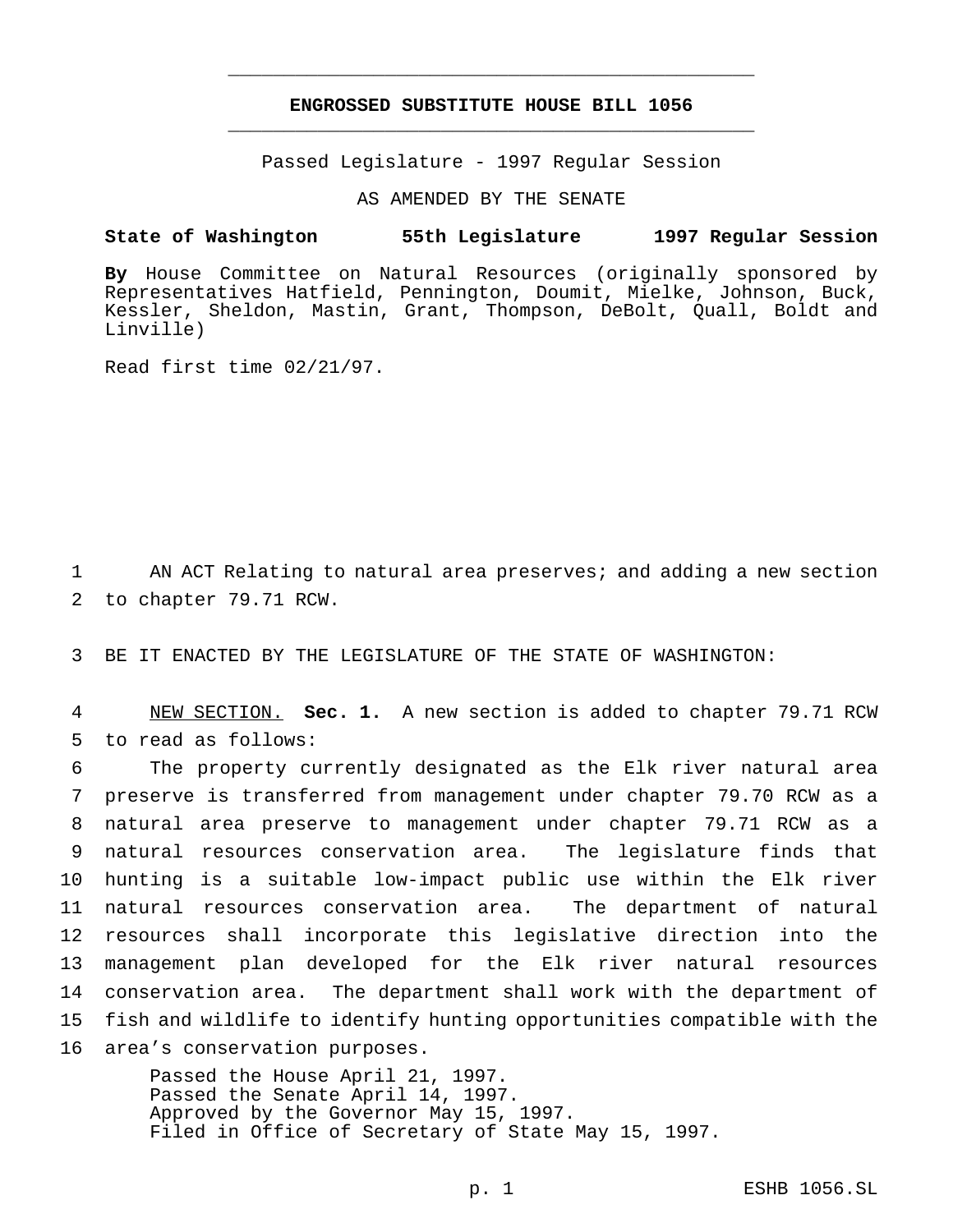# ENGROSSED SUBSTITUTE HOUSE BILL 1056

Passed Legislature - 1997 Regular Session

AS AMENDED BY THE SENATE

**State of Washington 55th Legislature 1997 Regular Session**

**By** House Committee on Natural Resources (originally sponsored by Representatives Hatfield, Pennington, Doumit, Mielke, Johnson, Buck, Kessler, Sheldon, Mastin, Grant, Thompson, DeBolt, Quall, Boldt and Linville)

Read first time 02/21/97.

AN ACT Relating to natural area preserves; and adding a new section to chapter 79.71 RCW.

BE IT ENACTED BY THE LEGISLATURE OF THE STATE OF WASHINGTON:

NEW SECTION. **Sec. 1.** A new section is added to chapter 79.71 RCW to read as follows:

The property currently designated as the Elk river natural area preserve is transferred from management under chapter 79.70 RCW as a natural area preserve to management under chapter 79.71 RCW as a natural resources conservation area. The legislature finds that hunting is a suitable low-impact public use within the Elk river natural resources conservation area. The department of natural resources shall incorporate this legislative direction into the management plan developed for the Elk river natural resources conservation area. The department shall work with the department of fish and wildlife to identify hunting opportunities compatible with the area's conservation purposes.

Passed the House April 21, 1997.
Passed the Senate April 14, 1997.
Approved by the Governor May 15, 1997.
Filed in Office of Secretary of State May 15, 1997.